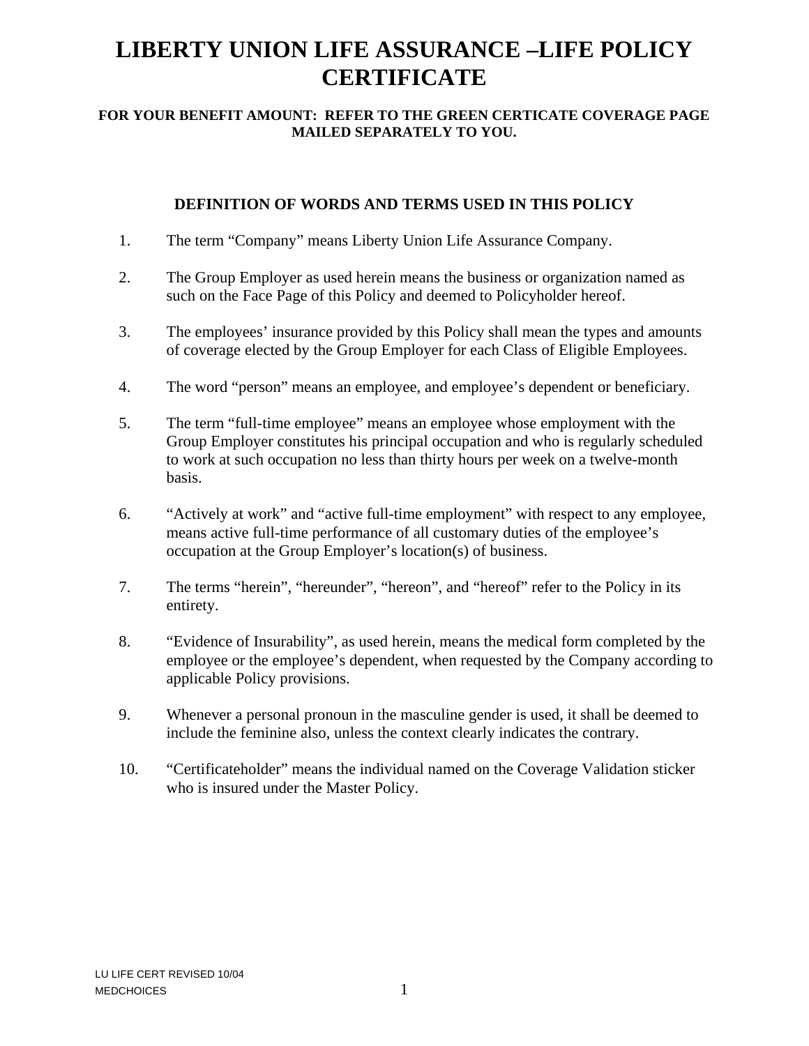# LIBERTY UNION LIFE ASSURANCE –LIFE POLICY CERTIFICATE

**FOR YOUR BENEFIT AMOUNT: REFER TO THE GREEN CERTICATE COVERAGE PAGE MAILED SEPARATELY TO YOU.**

## DEFINITION OF WORDS AND TERMS USED IN THIS POLICY

1. The term “Company” means Liberty Union Life Assurance Company.

2. The Group Employer as used herein means the business or organization named as such on the Face Page of this Policy and deemed to Policyholder hereof.

3. The employees’ insurance provided by this Policy shall mean the types and amounts of coverage elected by the Group Employer for each Class of Eligible Employees.

4. The word “person” means an employee, and employee’s dependent or beneficiary.

5. The term “full-time employee” means an employee whose employment with the Group Employer constitutes his principal occupation and who is regularly scheduled to work at such occupation no less than thirty hours per week on a twelve-month basis.

6. “Actively at work” and “active full-time employment” with respect to any employee, means active full-time performance of all customary duties of the employee’s occupation at the Group Employer’s location(s) of business.

7. The terms “herein”, “hereunder”, “hereon”, and “hereof” refer to the Policy in its entirety.

8. “Evidence of Insurability”, as used herein, means the medical form completed by the employee or the employee’s dependent, when requested by the Company according to applicable Policy provisions.

9. Whenever a personal pronoun in the masculine gender is used, it shall be deemed to include the feminine also, unless the context clearly indicates the contrary.

10. “Certificateholder” means the individual named on the Coverage Validation sticker who is insured under the Master Policy.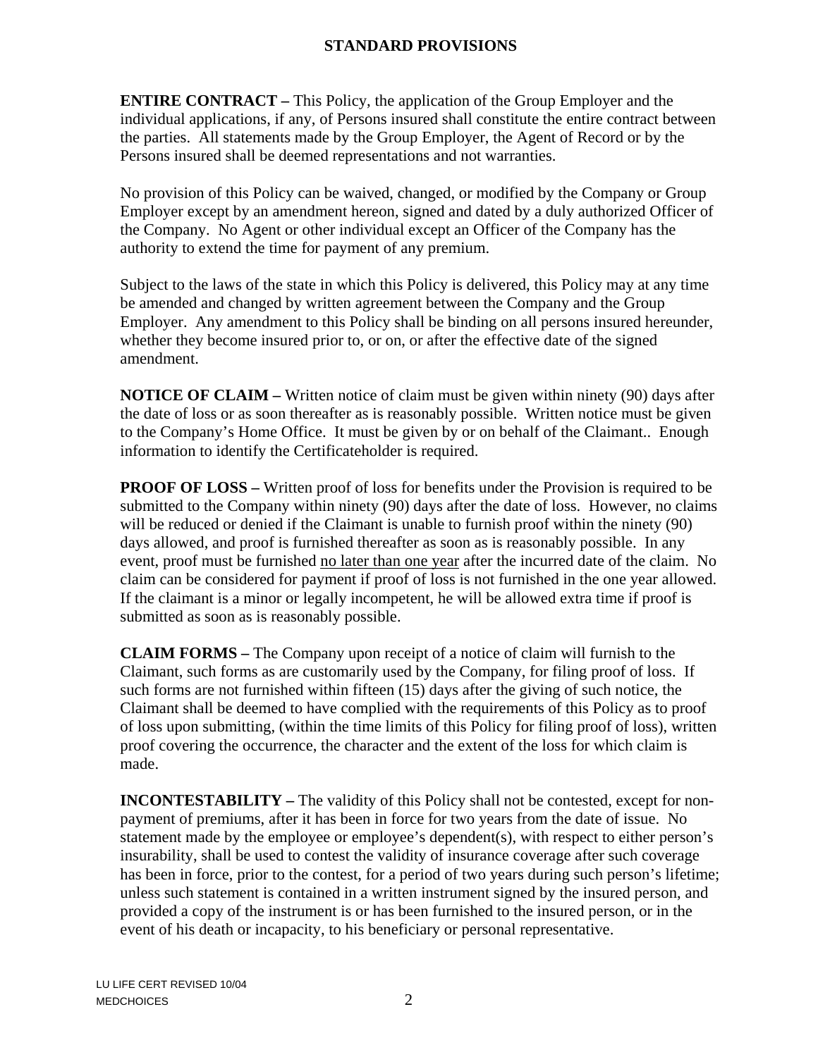# STANDARD PROVISIONS

**ENTIRE CONTRACT –** This Policy, the application of the Group Employer and the individual applications, if any, of Persons insured shall constitute the entire contract between the parties. All statements made by the Group Employer, the Agent of Record or by the Persons insured shall be deemed representations and not warranties.

No provision of this Policy can be waived, changed, or modified by the Company or Group Employer except by an amendment hereon, signed and dated by a duly authorized Officer of the Company. No Agent or other individual except an Officer of the Company has the authority to extend the time for payment of any premium.

Subject to the laws of the state in which this Policy is delivered, this Policy may at any time be amended and changed by written agreement between the Company and the Group Employer. Any amendment to this Policy shall be binding on all persons insured hereunder, whether they become insured prior to, or on, or after the effective date of the signed amendment.

**NOTICE OF CLAIM –** Written notice of claim must be given within ninety (90) days after the date of loss or as soon thereafter as is reasonably possible. Written notice must be given to the Company's Home Office. It must be given by or on behalf of the Claimant.. Enough information to identify the Certificateholder is required.

**PROOF OF LOSS –** Written proof of loss for benefits under the Provision is required to be submitted to the Company within ninety (90) days after the date of loss. However, no claims will be reduced or denied if the Claimant is unable to furnish proof within the ninety (90) days allowed, and proof is furnished thereafter as soon as is reasonably possible. In any event, proof must be furnished no later than one year after the incurred date of the claim. No claim can be considered for payment if proof of loss is not furnished in the one year allowed. If the claimant is a minor or legally incompetent, he will be allowed extra time if proof is submitted as soon as is reasonably possible.

**CLAIM FORMS –** The Company upon receipt of a notice of claim will furnish to the Claimant, such forms as are customarily used by the Company, for filing proof of loss. If such forms are not furnished within fifteen (15) days after the giving of such notice, the Claimant shall be deemed to have complied with the requirements of this Policy as to proof of loss upon submitting, (within the time limits of this Policy for filing proof of loss), written proof covering the occurrence, the character and the extent of the loss for which claim is made.

**INCONTESTABILITY –** The validity of this Policy shall not be contested, except for non-payment of premiums, after it has been in force for two years from the date of issue. No statement made by the employee or employee's dependent(s), with respect to either person's insurability, shall be used to contest the validity of insurance coverage after such coverage has been in force, prior to the contest, for a period of two years during such person's lifetime; unless such statement is contained in a written instrument signed by the insured person, and provided a copy of the instrument is or has been furnished to the insured person, or in the event of his death or incapacity, to his beneficiary or personal representative.

LU LIFE CERT REVISED 10/04
MEDCHOICES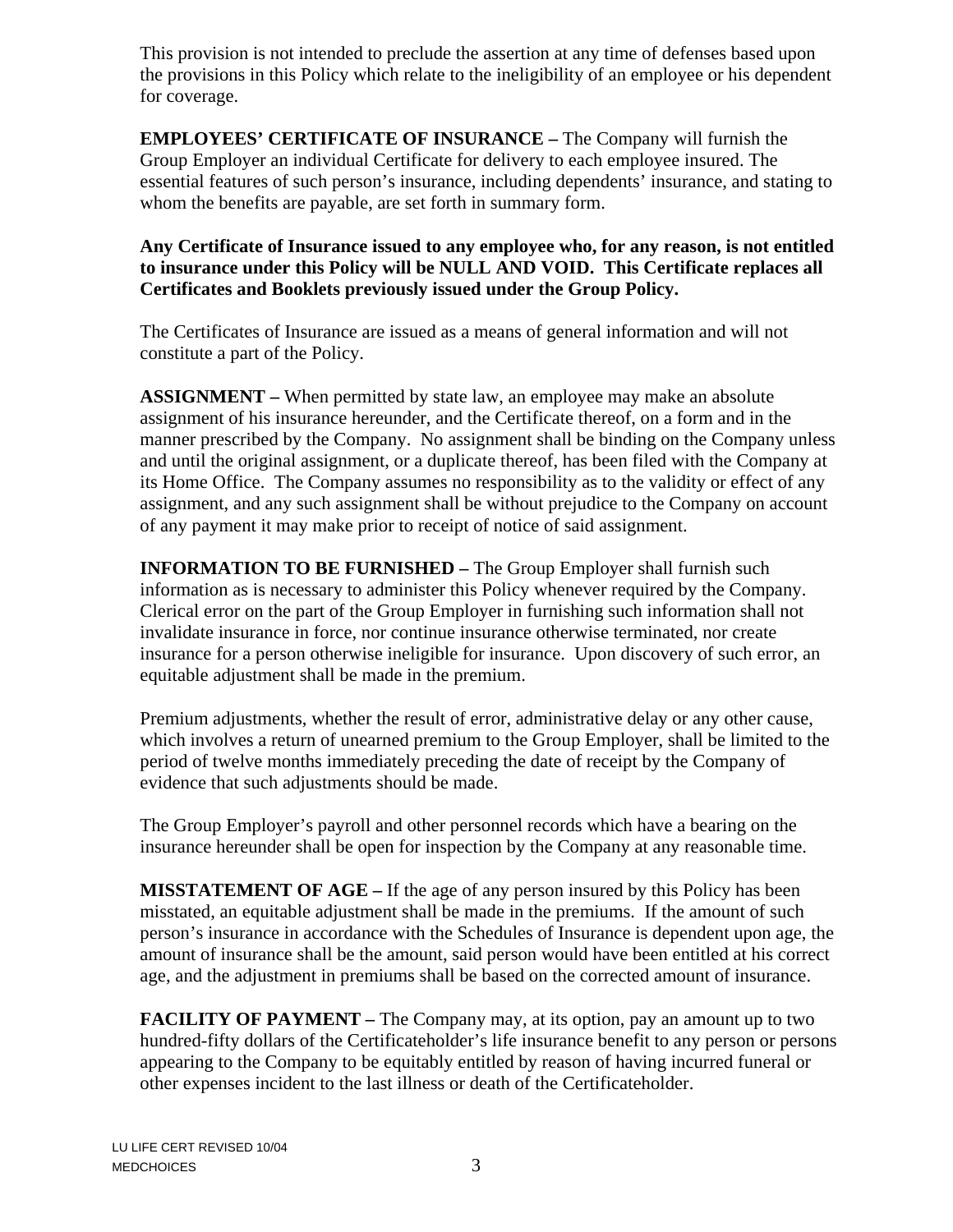This provision is not intended to preclude the assertion at any time of defenses based upon the provisions in this Policy which relate to the ineligibility of an employee or his dependent for coverage.

**EMPLOYEES' CERTIFICATE OF INSURANCE –** The Company will furnish the Group Employer an individual Certificate for delivery to each employee insured. The essential features of such person's insurance, including dependents' insurance, and stating to whom the benefits are payable, are set forth in summary form.

**Any Certificate of Insurance issued to any employee who, for any reason, is not entitled to insurance under this Policy will be NULL AND VOID. This Certificate replaces all Certificates and Booklets previously issued under the Group Policy.**

The Certificates of Insurance are issued as a means of general information and will not constitute a part of the Policy.

**ASSIGNMENT –** When permitted by state law, an employee may make an absolute assignment of his insurance hereunder, and the Certificate thereof, on a form and in the manner prescribed by the Company. No assignment shall be binding on the Company unless and until the original assignment, or a duplicate thereof, has been filed with the Company at its Home Office. The Company assumes no responsibility as to the validity or effect of any assignment, and any such assignment shall be without prejudice to the Company on account of any payment it may make prior to receipt of notice of said assignment.

**INFORMATION TO BE FURNISHED –** The Group Employer shall furnish such information as is necessary to administer this Policy whenever required by the Company. Clerical error on the part of the Group Employer in furnishing such information shall not invalidate insurance in force, nor continue insurance otherwise terminated, nor create insurance for a person otherwise ineligible for insurance. Upon discovery of such error, an equitable adjustment shall be made in the premium.

Premium adjustments, whether the result of error, administrative delay or any other cause, which involves a return of unearned premium to the Group Employer, shall be limited to the period of twelve months immediately preceding the date of receipt by the Company of evidence that such adjustments should be made.

The Group Employer's payroll and other personnel records which have a bearing on the insurance hereunder shall be open for inspection by the Company at any reasonable time.

**MISSTATEMENT OF AGE –** If the age of any person insured by this Policy has been misstated, an equitable adjustment shall be made in the premiums. If the amount of such person's insurance in accordance with the Schedules of Insurance is dependent upon age, the amount of insurance shall be the amount, said person would have been entitled at his correct age, and the adjustment in premiums shall be based on the corrected amount of insurance.

**FACILITY OF PAYMENT –** The Company may, at its option, pay an amount up to two hundred-fifty dollars of the Certificateholder's life insurance benefit to any person or persons appearing to the Company to be equitably entitled by reason of having incurred funeral or other expenses incident to the last illness or death of the Certificateholder.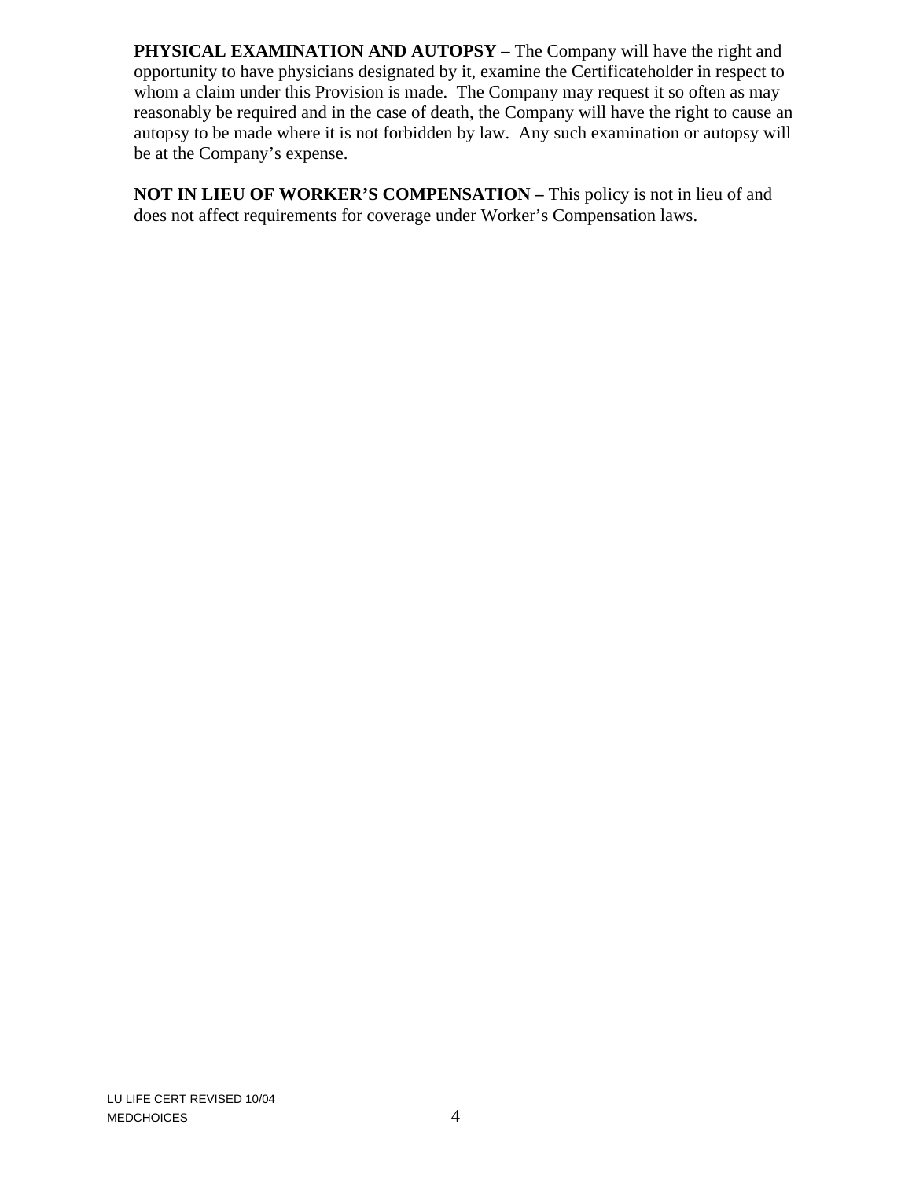**PHYSICAL EXAMINATION AND AUTOPSY –** The Company will have the right and opportunity to have physicians designated by it, examine the Certificateholder in respect to whom a claim under this Provision is made. The Company may request it so often as may reasonably be required and in the case of death, the Company will have the right to cause an autopsy to be made where it is not forbidden by law. Any such examination or autopsy will be at the Company's expense.

**NOT IN LIEU OF WORKER'S COMPENSATION –** This policy is not in lieu of and does not affect requirements for coverage under Worker's Compensation laws.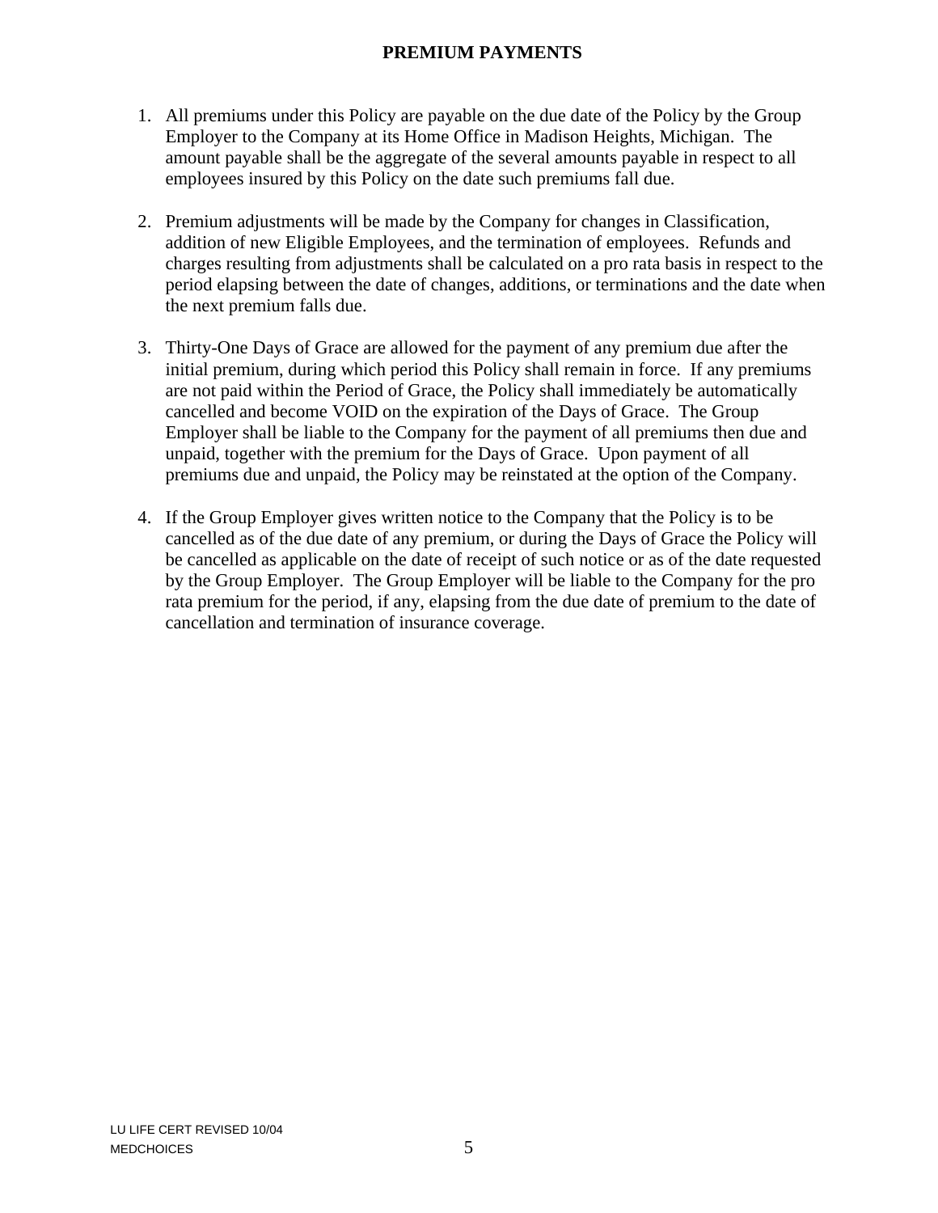## PREMIUM PAYMENTS

1. All premiums under this Policy are payable on the due date of the Policy by the Group Employer to the Company at its Home Office in Madison Heights, Michigan. The amount payable shall be the aggregate of the several amounts payable in respect to all employees insured by this Policy on the date such premiums fall due.

2. Premium adjustments will be made by the Company for changes in Classification, addition of new Eligible Employees, and the termination of employees. Refunds and charges resulting from adjustments shall be calculated on a pro rata basis in respect to the period elapsing between the date of changes, additions, or terminations and the date when the next premium falls due.

3. Thirty-One Days of Grace are allowed for the payment of any premium due after the initial premium, during which period this Policy shall remain in force. If any premiums are not paid within the Period of Grace, the Policy shall immediately be automatically cancelled and become VOID on the expiration of the Days of Grace. The Group Employer shall be liable to the Company for the payment of all premiums then due and unpaid, together with the premium for the Days of Grace. Upon payment of all premiums due and unpaid, the Policy may be reinstated at the option of the Company.

4. If the Group Employer gives written notice to the Company that the Policy is to be cancelled as of the due date of any premium, or during the Days of Grace the Policy will be cancelled as applicable on the date of receipt of such notice or as of the date requested by the Group Employer. The Group Employer will be liable to the Company for the pro rata premium for the period, if any, elapsing from the due date of premium to the date of cancellation and termination of insurance coverage.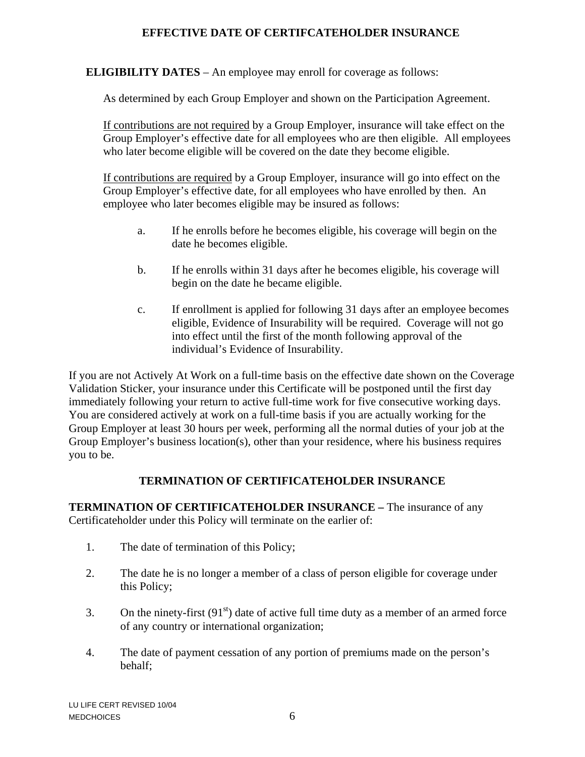## EFFECTIVE DATE OF CERTIFCATEHOLDER INSURANCE

**ELIGIBILITY DATES** – An employee may enroll for coverage as follows:

As determined by each Group Employer and shown on the Participation Agreement.

<u>If contributions are not required</u> by a Group Employer, insurance will take effect on the Group Employer's effective date for all employees who are then eligible. All employees who later become eligible will be covered on the date they become eligible.

<u>If contributions are required</u> by a Group Employer, insurance will go into effect on the Group Employer's effective date, for all employees who have enrolled by then. An employee who later becomes eligible may be insured as follows:

a. If he enrolls before he becomes eligible, his coverage will begin on the date he becomes eligible.

b. If he enrolls within 31 days after he becomes eligible, his coverage will begin on the date he became eligible.

c. If enrollment is applied for following 31 days after an employee becomes eligible, Evidence of Insurability will be required. Coverage will not go into effect until the first of the month following approval of the individual's Evidence of Insurability.

If you are not Actively At Work on a full-time basis on the effective date shown on the Coverage Validation Sticker, your insurance under this Certificate will be postponed until the first day immediately following your return to active full-time work for five consecutive working days. You are considered actively at work on a full-time basis if you are actually working for the Group Employer at least 30 hours per week, performing all the normal duties of your job at the Group Employer's business location(s), other than your residence, where his business requires you to be.

## TERMINATION OF CERTIFICATEHOLDER INSURANCE

**TERMINATION OF CERTIFICATEHOLDER INSURANCE –** The insurance of any Certificateholder under this Policy will terminate on the earlier of:

1. The date of termination of this Policy;

2. The date he is no longer a member of a class of person eligible for coverage under this Policy;

3. On the ninety-first (91st) date of active full time duty as a member of an armed force of any country or international organization;

4. The date of payment cessation of any portion of premiums made on the person's behalf;

LU LIFE CERT REVISED 10/04
MEDCHOICES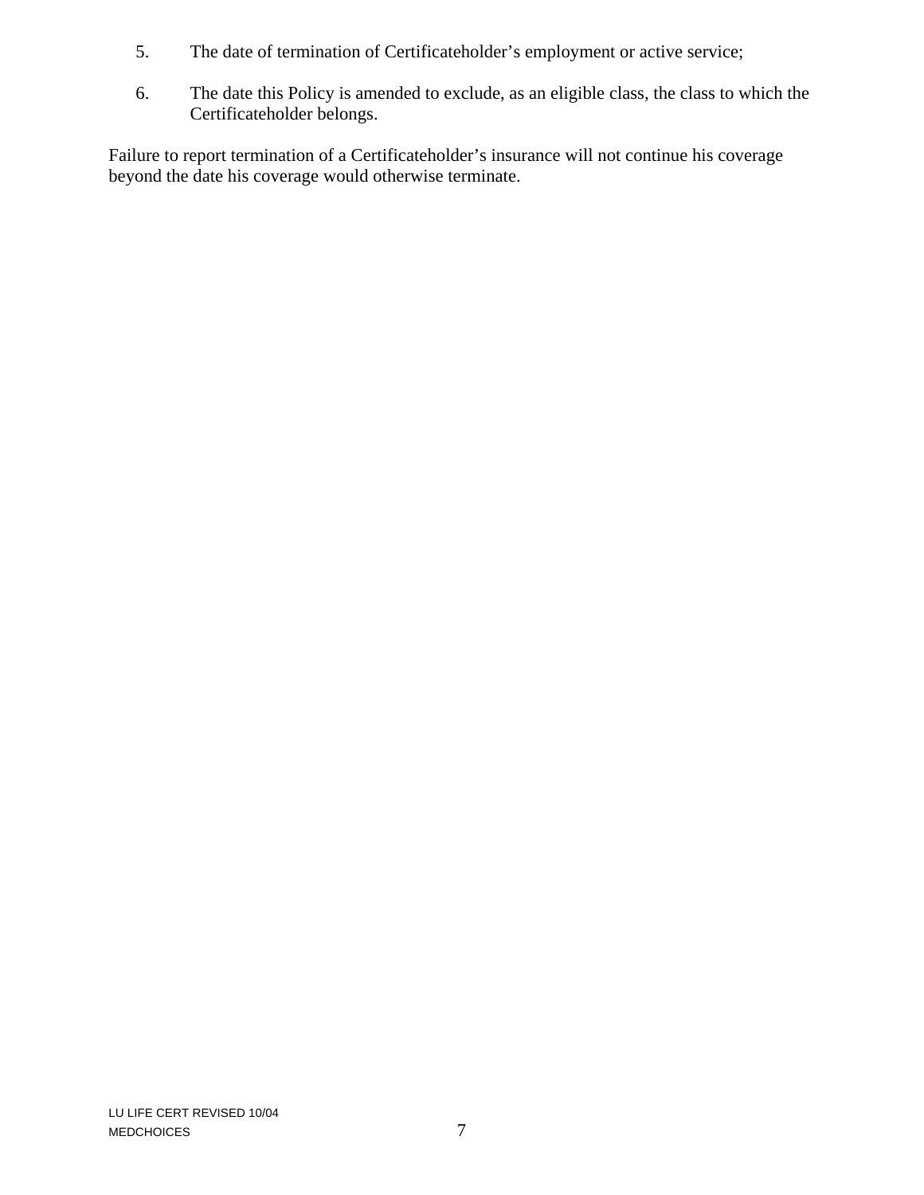5. The date of termination of Certificateholder’s employment or active service;

6. The date this Policy is amended to exclude, as an eligible class, the class to which the Certificateholder belongs.

Failure to report termination of a Certificateholder’s insurance will not continue his coverage beyond the date his coverage would otherwise terminate.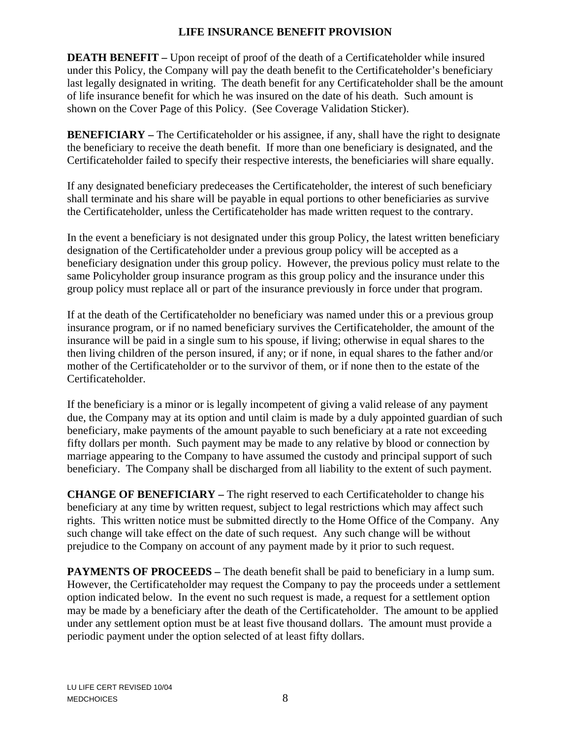# LIFE INSURANCE BENEFIT PROVISION

**DEATH BENEFIT –** Upon receipt of proof of the death of a Certificateholder while insured under this Policy, the Company will pay the death benefit to the Certificateholder's beneficiary last legally designated in writing. The death benefit for any Certificateholder shall be the amount of life insurance benefit for which he was insured on the date of his death. Such amount is shown on the Cover Page of this Policy. (See Coverage Validation Sticker).

**BENEFICIARY –** The Certificateholder or his assignee, if any, shall have the right to designate the beneficiary to receive the death benefit. If more than one beneficiary is designated, and the Certificateholder failed to specify their respective interests, the beneficiaries will share equally.

If any designated beneficiary predeceases the Certificateholder, the interest of such beneficiary shall terminate and his share will be payable in equal portions to other beneficiaries as survive the Certificateholder, unless the Certificateholder has made written request to the contrary.

In the event a beneficiary is not designated under this group Policy, the latest written beneficiary designation of the Certificateholder under a previous group policy will be accepted as a beneficiary designation under this group policy. However, the previous policy must relate to the same Policyholder group insurance program as this group policy and the insurance under this group policy must replace all or part of the insurance previously in force under that program.

If at the death of the Certificateholder no beneficiary was named under this or a previous group insurance program, or if no named beneficiary survives the Certificateholder, the amount of the insurance will be paid in a single sum to his spouse, if living; otherwise in equal shares to the then living children of the person insured, if any; or if none, in equal shares to the father and/or mother of the Certificateholder or to the survivor of them, or if none then to the estate of the Certificateholder.

If the beneficiary is a minor or is legally incompetent of giving a valid release of any payment due, the Company may at its option and until claim is made by a duly appointed guardian of such beneficiary, make payments of the amount payable to such beneficiary at a rate not exceeding fifty dollars per month. Such payment may be made to any relative by blood or connection by marriage appearing to the Company to have assumed the custody and principal support of such beneficiary. The Company shall be discharged from all liability to the extent of such payment.

**CHANGE OF BENEFICIARY –** The right reserved to each Certificateholder to change his beneficiary at any time by written request, subject to legal restrictions which may affect such rights. This written notice must be submitted directly to the Home Office of the Company. Any such change will take effect on the date of such request. Any such change will be without prejudice to the Company on account of any payment made by it prior to such request.

**PAYMENTS OF PROCEEDS –** The death benefit shall be paid to beneficiary in a lump sum. However, the Certificateholder may request the Company to pay the proceeds under a settlement option indicated below. In the event no such request is made, a request for a settlement option may be made by a beneficiary after the death of the Certificateholder. The amount to be applied under any settlement option must be at least five thousand dollars. The amount must provide a periodic payment under the option selected of at least fifty dollars.

LU LIFE CERT REVISED 10/04
MEDCHOICES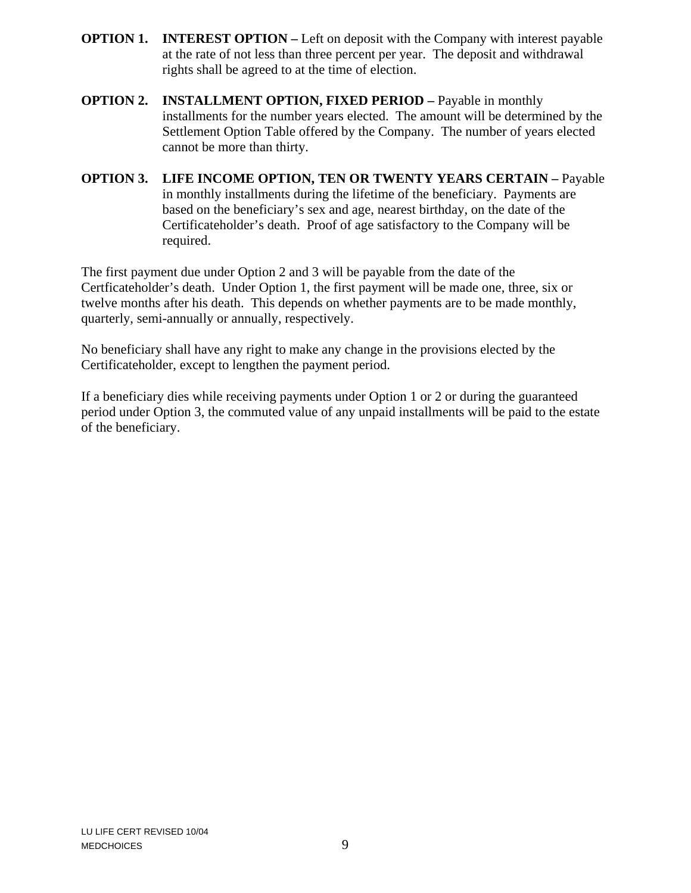**OPTION 1. INTEREST OPTION –** Left on deposit with the Company with interest payable at the rate of not less than three percent per year. The deposit and withdrawal rights shall be agreed to at the time of election.

**OPTION 2. INSTALLMENT OPTION, FIXED PERIOD –** Payable in monthly installments for the number years elected. The amount will be determined by the Settlement Option Table offered by the Company. The number of years elected cannot be more than thirty.

**OPTION 3. LIFE INCOME OPTION, TEN OR TWENTY YEARS CERTAIN –** Payable in monthly installments during the lifetime of the beneficiary. Payments are based on the beneficiary's sex and age, nearest birthday, on the date of the Certificateholder's death. Proof of age satisfactory to the Company will be required.

The first payment due under Option 2 and 3 will be payable from the date of the Certficateholder's death. Under Option 1, the first payment will be made one, three, six or twelve months after his death. This depends on whether payments are to be made monthly, quarterly, semi-annually or annually, respectively.

No beneficiary shall have any right to make any change in the provisions elected by the Certificateholder, except to lengthen the payment period.

If a beneficiary dies while receiving payments under Option 1 or 2 or during the guaranteed period under Option 3, the commuted value of any unpaid installments will be paid to the estate of the beneficiary.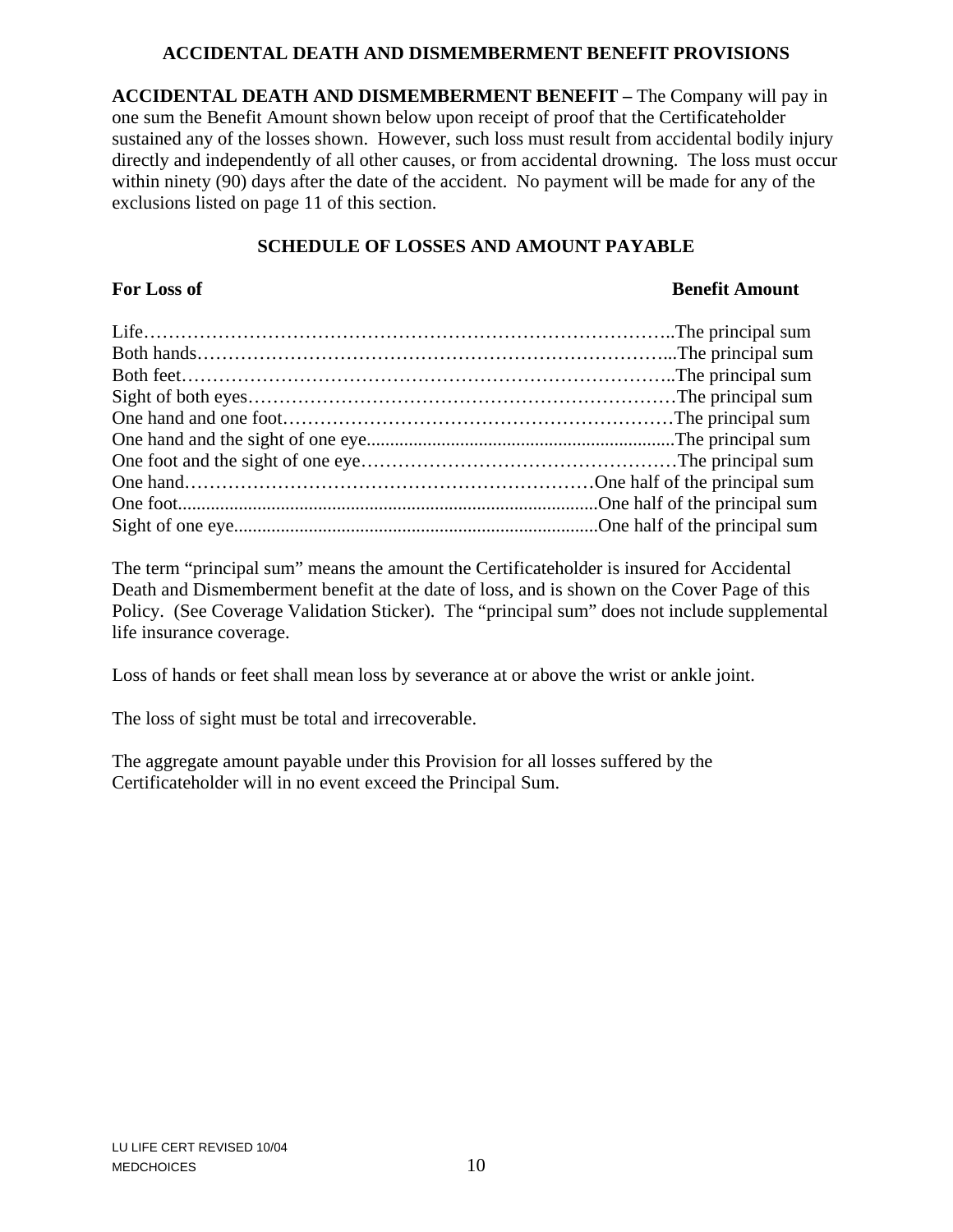## ACCIDENTAL DEATH AND DISMEMBERMENT BENEFIT PROVISIONS

**ACCIDENTAL DEATH AND DISMEMBERMENT BENEFIT –** The Company will pay in one sum the Benefit Amount shown below upon receipt of proof that the Certificateholder sustained any of the losses shown. However, such loss must result from accidental bodily injury directly and independently of all other causes, or from accidental drowning. The loss must occur within ninety (90) days after the date of the accident. No payment will be made for any of the exclusions listed on page 11 of this section.

### SCHEDULE OF LOSSES AND AMOUNT PAYABLE

| For Loss of | Benefit Amount |
|---|---|
| Life | The principal sum |
| Both hands | The principal sum |
| Both feet | The principal sum |
| Sight of both eyes | The principal sum |
| One hand and one foot | The principal sum |
| One hand and the sight of one eye | The principal sum |
| One foot and the sight of one eye | The principal sum |
| One hand | One half of the principal sum |
| One foot | One half of the principal sum |
| Sight of one eye | One half of the principal sum |

The term "principal sum" means the amount the Certificateholder is insured for Accidental Death and Dismemberment benefit at the date of loss, and is shown on the Cover Page of this Policy. (See Coverage Validation Sticker). The "principal sum" does not include supplemental life insurance coverage.

Loss of hands or feet shall mean loss by severance at or above the wrist or ankle joint.

The loss of sight must be total and irrecoverable.

The aggregate amount payable under this Provision for all losses suffered by the Certificateholder will in no event exceed the Principal Sum.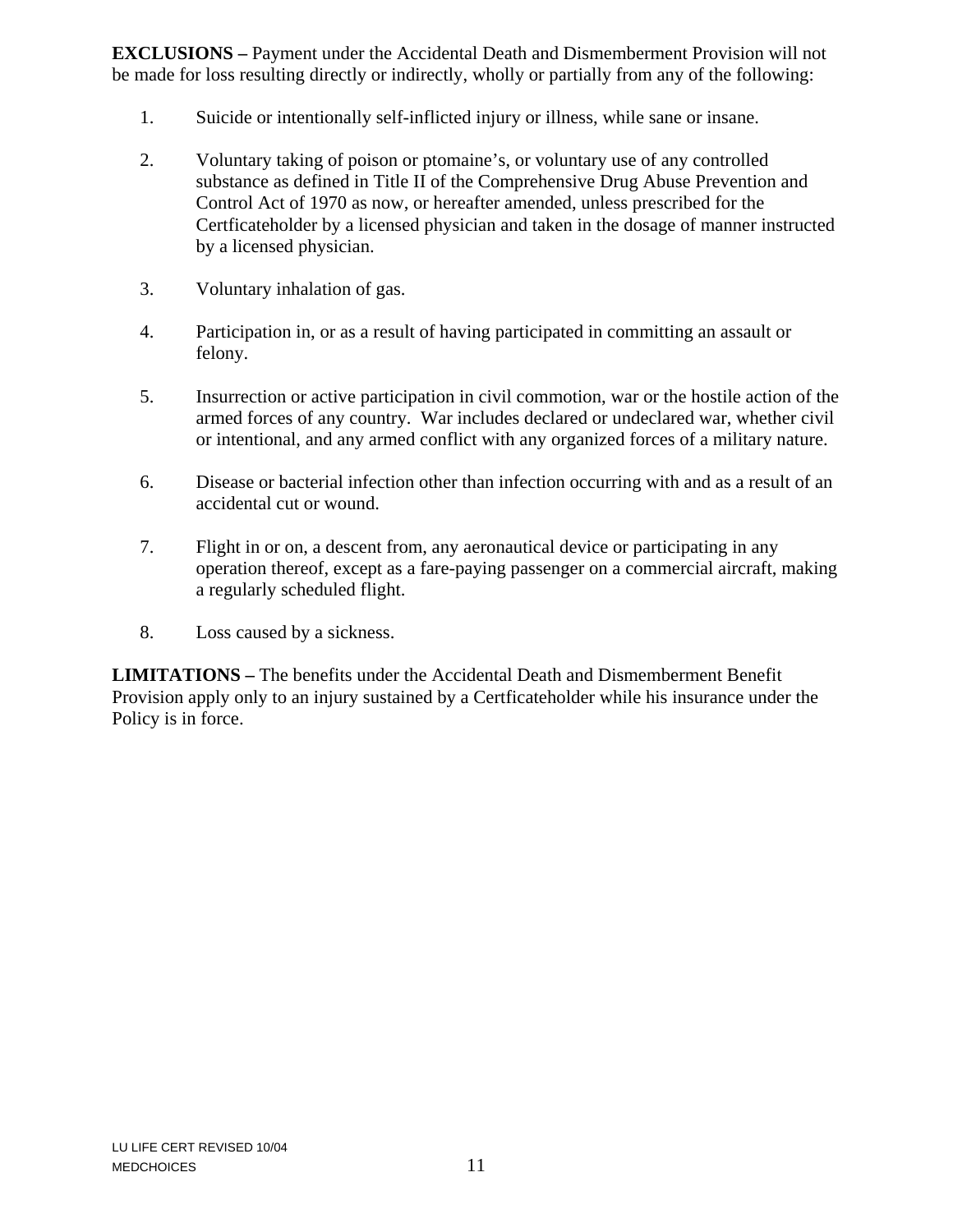**EXCLUSIONS –** Payment under the Accidental Death and Dismemberment Provision will not be made for loss resulting directly or indirectly, wholly or partially from any of the following:

1. Suicide or intentionally self-inflicted injury or illness, while sane or insane.

2. Voluntary taking of poison or ptomaine's, or voluntary use of any controlled substance as defined in Title II of the Comprehensive Drug Abuse Prevention and Control Act of 1970 as now, or hereafter amended, unless prescribed for the Certficateholder by a licensed physician and taken in the dosage of manner instructed by a licensed physician.

3. Voluntary inhalation of gas.

4. Participation in, or as a result of having participated in committing an assault or felony.

5. Insurrection or active participation in civil commotion, war or the hostile action of the armed forces of any country. War includes declared or undeclared war, whether civil or intentional, and any armed conflict with any organized forces of a military nature.

6. Disease or bacterial infection other than infection occurring with and as a result of an accidental cut or wound.

7. Flight in or on, a descent from, any aeronautical device or participating in any operation thereof, except as a fare-paying passenger on a commercial aircraft, making a regularly scheduled flight.

8. Loss caused by a sickness.

**LIMITATIONS –** The benefits under the Accidental Death and Dismemberment Benefit Provision apply only to an injury sustained by a Certficateholder while his insurance under the Policy is in force.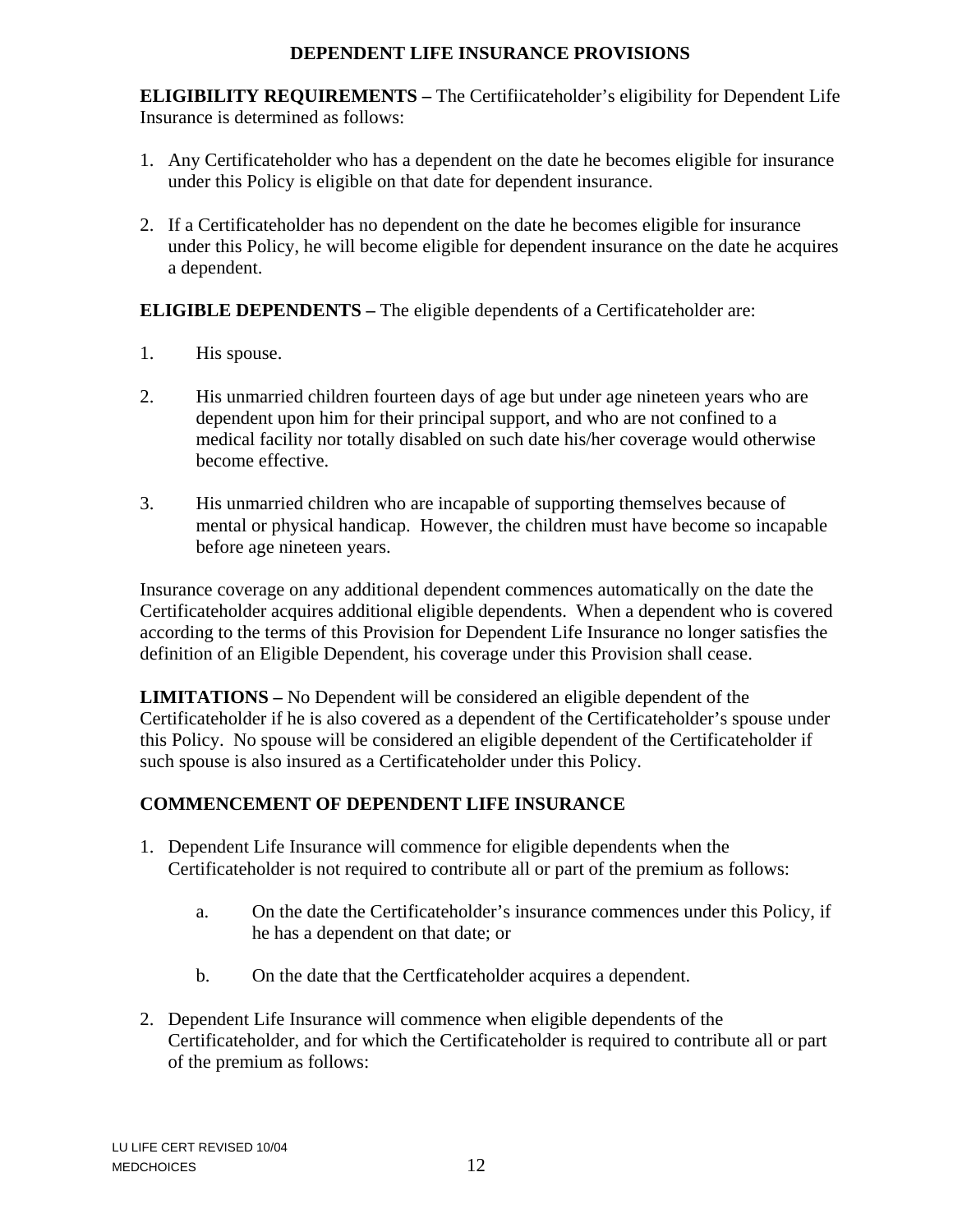## DEPENDENT LIFE INSURANCE PROVISIONS

**ELIGIBILITY REQUIREMENTS –** The Certifiicateholder's eligibility for Dependent Life Insurance is determined as follows:

1. Any Certificateholder who has a dependent on the date he becomes eligible for insurance under this Policy is eligible on that date for dependent insurance.

2. If a Certificateholder has no dependent on the date he becomes eligible for insurance under this Policy, he will become eligible for dependent insurance on the date he acquires a dependent.

**ELIGIBLE DEPENDENTS –** The eligible dependents of a Certificateholder are:

1. His spouse.

2. His unmarried children fourteen days of age but under age nineteen years who are dependent upon him for their principal support, and who are not confined to a medical facility nor totally disabled on such date his/her coverage would otherwise become effective.

3. His unmarried children who are incapable of supporting themselves because of mental or physical handicap. However, the children must have become so incapable before age nineteen years.

Insurance coverage on any additional dependent commences automatically on the date the Certificateholder acquires additional eligible dependents. When a dependent who is covered according to the terms of this Provision for Dependent Life Insurance no longer satisfies the definition of an Eligible Dependent, his coverage under this Provision shall cease.

**LIMITATIONS –** No Dependent will be considered an eligible dependent of the Certificateholder if he is also covered as a dependent of the Certificateholder's spouse under this Policy. No spouse will be considered an eligible dependent of the Certificateholder if such spouse is also insured as a Certificateholder under this Policy.

**COMMENCEMENT OF DEPENDENT LIFE INSURANCE**

1. Dependent Life Insurance will commence for eligible dependents when the Certificateholder is not required to contribute all or part of the premium as follows:

   a. On the date the Certificateholder's insurance commences under this Policy, if he has a dependent on that date; or

   b. On the date that the Certficateholder acquires a dependent.

2. Dependent Life Insurance will commence when eligible dependents of the Certificateholder, and for which the Certificateholder is required to contribute all or part of the premium as follows: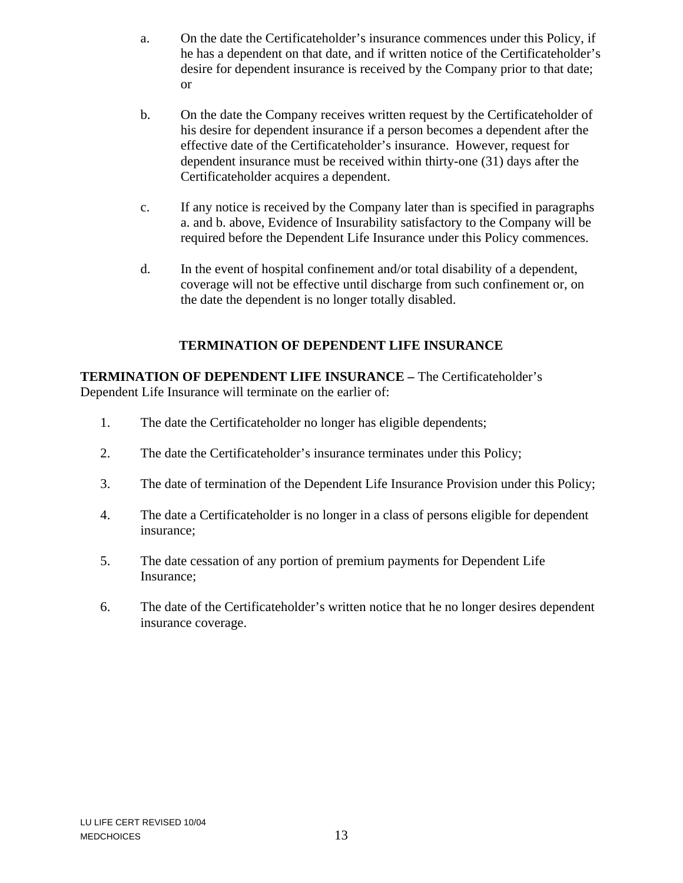a. On the date the Certificateholder's insurance commences under this Policy, if he has a dependent on that date, and if written notice of the Certificateholder's desire for dependent insurance is received by the Company prior to that date; or

b. On the date the Company receives written request by the Certificateholder of his desire for dependent insurance if a person becomes a dependent after the effective date of the Certificateholder's insurance. However, request for dependent insurance must be received within thirty-one (31) days after the Certificateholder acquires a dependent.

c. If any notice is received by the Company later than is specified in paragraphs a. and b. above, Evidence of Insurability satisfactory to the Company will be required before the Dependent Life Insurance under this Policy commences.

d. In the event of hospital confinement and/or total disability of a dependent, coverage will not be effective until discharge from such confinement or, on the date the dependent is no longer totally disabled.

## TERMINATION OF DEPENDENT LIFE INSURANCE

**TERMINATION OF DEPENDENT LIFE INSURANCE –** The Certificateholder's Dependent Life Insurance will terminate on the earlier of:

1. The date the Certificateholder no longer has eligible dependents;
2. The date the Certificateholder's insurance terminates under this Policy;
3. The date of termination of the Dependent Life Insurance Provision under this Policy;
4. The date a Certificateholder is no longer in a class of persons eligible for dependent insurance;
5. The date cessation of any portion of premium payments for Dependent Life Insurance;
6. The date of the Certificateholder's written notice that he no longer desires dependent insurance coverage.

LU LIFE CERT REVISED 10/04
MEDCHOICES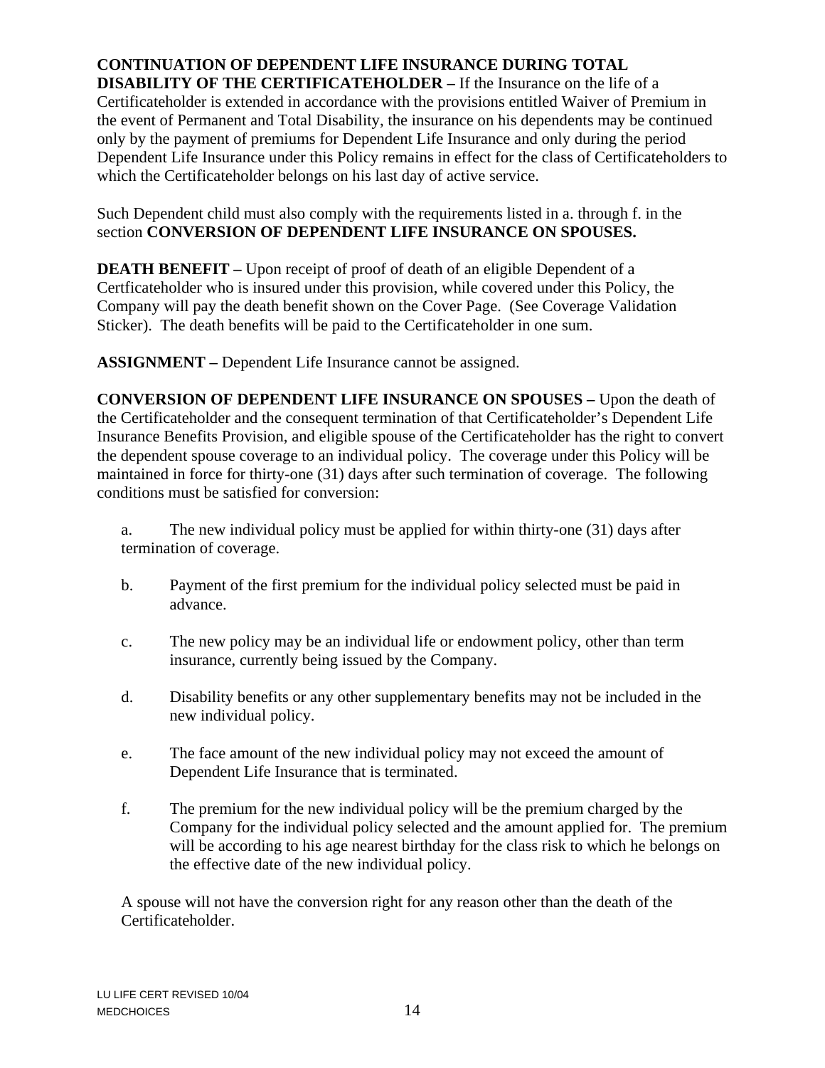**CONTINUATION OF DEPENDENT LIFE INSURANCE DURING TOTAL DISABILITY OF THE CERTIFICATEHOLDER –** If the Insurance on the life of a Certificateholder is extended in accordance with the provisions entitled Waiver of Premium in the event of Permanent and Total Disability, the insurance on his dependents may be continued only by the payment of premiums for Dependent Life Insurance and only during the period Dependent Life Insurance under this Policy remains in effect for the class of Certificateholders to which the Certificateholder belongs on his last day of active service.

Such Dependent child must also comply with the requirements listed in a. through f. in the section **CONVERSION OF DEPENDENT LIFE INSURANCE ON SPOUSES.**

**DEATH BENEFIT –** Upon receipt of proof of death of an eligible Dependent of a Certficateholder who is insured under this provision, while covered under this Policy, the Company will pay the death benefit shown on the Cover Page. (See Coverage Validation Sticker). The death benefits will be paid to the Certificateholder in one sum.

**ASSIGNMENT –** Dependent Life Insurance cannot be assigned.

**CONVERSION OF DEPENDENT LIFE INSURANCE ON SPOUSES –** Upon the death of the Certificateholder and the consequent termination of that Certificateholder's Dependent Life Insurance Benefits Provision, and eligible spouse of the Certificateholder has the right to convert the dependent spouse coverage to an individual policy. The coverage under this Policy will be maintained in force for thirty-one (31) days after such termination of coverage. The following conditions must be satisfied for conversion:

a. The new individual policy must be applied for within thirty-one (31) days after termination of coverage.

b. Payment of the first premium for the individual policy selected must be paid in advance.

c. The new policy may be an individual life or endowment policy, other than term insurance, currently being issued by the Company.

d. Disability benefits or any other supplementary benefits may not be included in the new individual policy.

e. The face amount of the new individual policy may not exceed the amount of Dependent Life Insurance that is terminated.

f. The premium for the new individual policy will be the premium charged by the Company for the individual policy selected and the amount applied for. The premium will be according to his age nearest birthday for the class risk to which he belongs on the effective date of the new individual policy.

A spouse will not have the conversion right for any reason other than the death of the Certificateholder.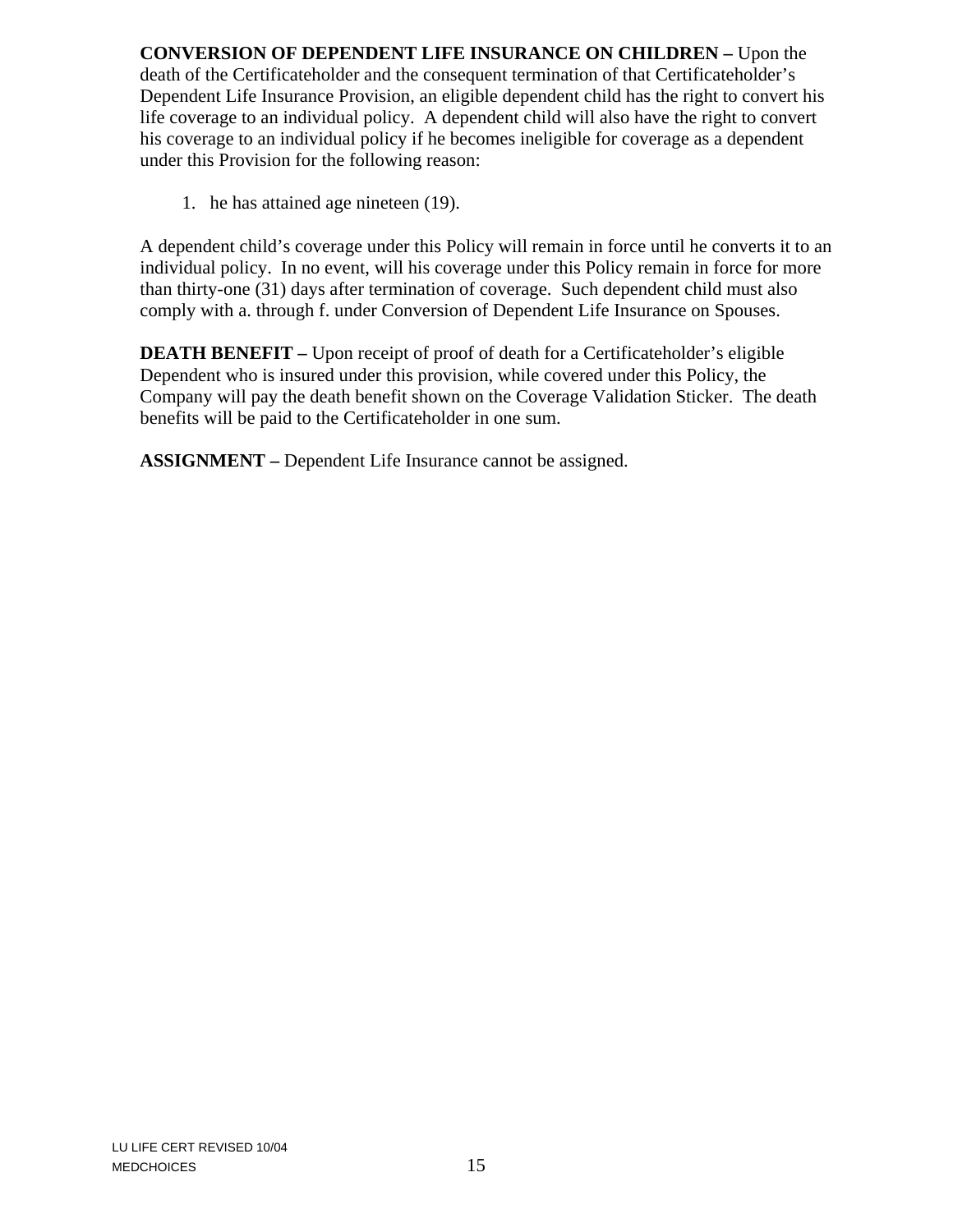**CONVERSION OF DEPENDENT LIFE INSURANCE ON CHILDREN –** Upon the death of the Certificateholder and the consequent termination of that Certificateholder's Dependent Life Insurance Provision, an eligible dependent child has the right to convert his life coverage to an individual policy. A dependent child will also have the right to convert his coverage to an individual policy if he becomes ineligible for coverage as a dependent under this Provision for the following reason:

1. he has attained age nineteen (19).

A dependent child's coverage under this Policy will remain in force until he converts it to an individual policy. In no event, will his coverage under this Policy remain in force for more than thirty-one (31) days after termination of coverage. Such dependent child must also comply with a. through f. under Conversion of Dependent Life Insurance on Spouses.

**DEATH BENEFIT –** Upon receipt of proof of death for a Certificateholder's eligible Dependent who is insured under this provision, while covered under this Policy, the Company will pay the death benefit shown on the Coverage Validation Sticker. The death benefits will be paid to the Certificateholder in one sum.

**ASSIGNMENT –** Dependent Life Insurance cannot be assigned.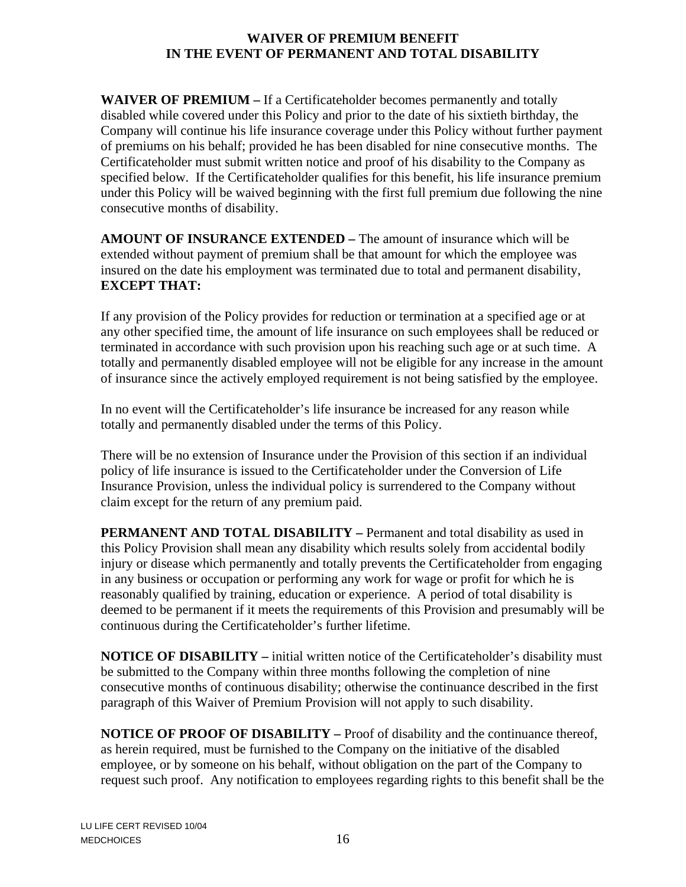# WAIVER OF PREMIUM BENEFIT IN THE EVENT OF PERMANENT AND TOTAL DISABILITY

**WAIVER OF PREMIUM –** If a Certificateholder becomes permanently and totally disabled while covered under this Policy and prior to the date of his sixtieth birthday, the Company will continue his life insurance coverage under this Policy without further payment of premiums on his behalf; provided he has been disabled for nine consecutive months. The Certificateholder must submit written notice and proof of his disability to the Company as specified below. If the Certificateholder qualifies for this benefit, his life insurance premium under this Policy will be waived beginning with the first full premium due following the nine consecutive months of disability.

**AMOUNT OF INSURANCE EXTENDED –** The amount of insurance which will be extended without payment of premium shall be that amount for which the employee was insured on the date his employment was terminated due to total and permanent disability, **EXCEPT THAT:**

If any provision of the Policy provides for reduction or termination at a specified age or at any other specified time, the amount of life insurance on such employees shall be reduced or terminated in accordance with such provision upon his reaching such age or at such time. A totally and permanently disabled employee will not be eligible for any increase in the amount of insurance since the actively employed requirement is not being satisfied by the employee.

In no event will the Certificateholder's life insurance be increased for any reason while totally and permanently disabled under the terms of this Policy.

There will be no extension of Insurance under the Provision of this section if an individual policy of life insurance is issued to the Certificateholder under the Conversion of Life Insurance Provision, unless the individual policy is surrendered to the Company without claim except for the return of any premium paid.

**PERMANENT AND TOTAL DISABILITY –** Permanent and total disability as used in this Policy Provision shall mean any disability which results solely from accidental bodily injury or disease which permanently and totally prevents the Certificateholder from engaging in any business or occupation or performing any work for wage or profit for which he is reasonably qualified by training, education or experience. A period of total disability is deemed to be permanent if it meets the requirements of this Provision and presumably will be continuous during the Certificateholder's further lifetime.

**NOTICE OF DISABILITY –** initial written notice of the Certificateholder's disability must be submitted to the Company within three months following the completion of nine consecutive months of continuous disability; otherwise the continuance described in the first paragraph of this Waiver of Premium Provision will not apply to such disability.

**NOTICE OF PROOF OF DISABILITY –** Proof of disability and the continuance thereof, as herein required, must be furnished to the Company on the initiative of the disabled employee, or by someone on his behalf, without obligation on the part of the Company to request such proof. Any notification to employees regarding rights to this benefit shall be the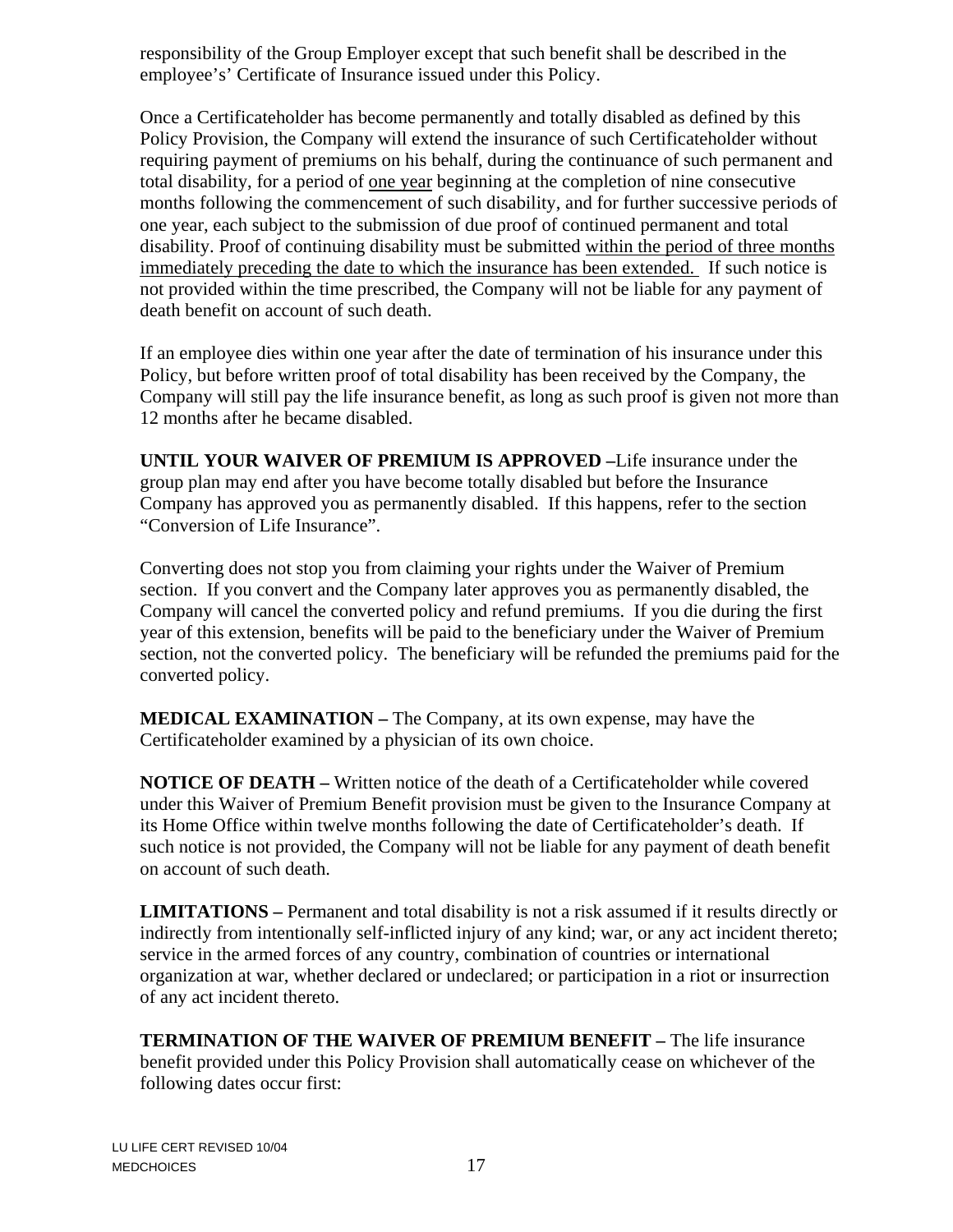responsibility of the Group Employer except that such benefit shall be described in the employee's' Certificate of Insurance issued under this Policy.

Once a Certificateholder has become permanently and totally disabled as defined by this Policy Provision, the Company will extend the insurance of such Certificateholder without requiring payment of premiums on his behalf, during the continuance of such permanent and total disability, for a period of <u>one year</u> beginning at the completion of nine consecutive months following the commencement of such disability, and for further successive periods of one year, each subject to the submission of due proof of continued permanent and total disability. Proof of continuing disability must be submitted <u>within the period of three months immediately preceding the date to which the insurance has been extended.</u> If such notice is not provided within the time prescribed, the Company will not be liable for any payment of death benefit on account of such death.

If an employee dies within one year after the date of termination of his insurance under this Policy, but before written proof of total disability has been received by the Company, the Company will still pay the life insurance benefit, as long as such proof is given not more than 12 months after he became disabled.

**UNTIL YOUR WAIVER OF PREMIUM IS APPROVED –**Life insurance under the group plan may end after you have become totally disabled but before the Insurance Company has approved you as permanently disabled. If this happens, refer to the section "Conversion of Life Insurance".

Converting does not stop you from claiming your rights under the Waiver of Premium section. If you convert and the Company later approves you as permanently disabled, the Company will cancel the converted policy and refund premiums. If you die during the first year of this extension, benefits will be paid to the beneficiary under the Waiver of Premium section, not the converted policy. The beneficiary will be refunded the premiums paid for the converted policy.

**MEDICAL EXAMINATION –** The Company, at its own expense, may have the Certificateholder examined by a physician of its own choice.

**NOTICE OF DEATH –** Written notice of the death of a Certificateholder while covered under this Waiver of Premium Benefit provision must be given to the Insurance Company at its Home Office within twelve months following the date of Certificateholder's death. If such notice is not provided, the Company will not be liable for any payment of death benefit on account of such death.

**LIMITATIONS –** Permanent and total disability is not a risk assumed if it results directly or indirectly from intentionally self-inflicted injury of any kind; war, or any act incident thereto; service in the armed forces of any country, combination of countries or international organization at war, whether declared or undeclared; or participation in a riot or insurrection of any act incident thereto.

**TERMINATION OF THE WAIVER OF PREMIUM BENEFIT –** The life insurance benefit provided under this Policy Provision shall automatically cease on whichever of the following dates occur first: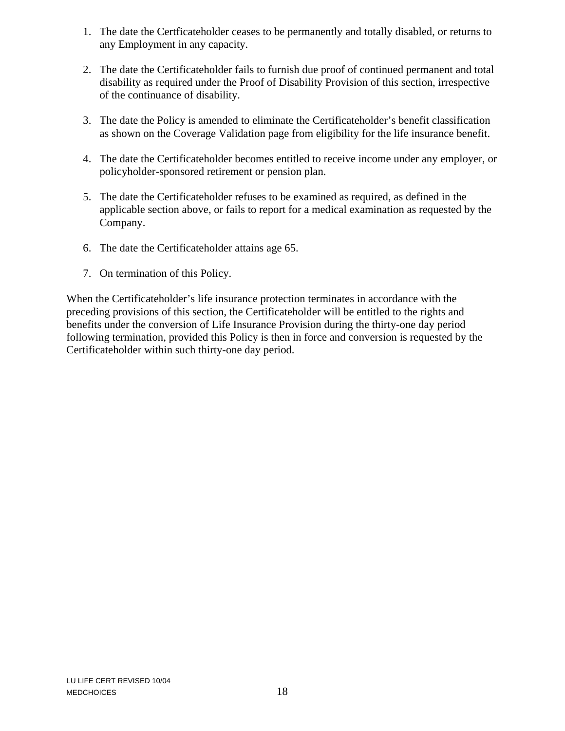1. The date the Certficateholder ceases to be permanently and totally disabled, or returns to any Employment in any capacity.

2. The date the Certificateholder fails to furnish due proof of continued permanent and total disability as required under the Proof of Disability Provision of this section, irrespective of the continuance of disability.

3. The date the Policy is amended to eliminate the Certificateholder's benefit classification as shown on the Coverage Validation page from eligibility for the life insurance benefit.

4. The date the Certificateholder becomes entitled to receive income under any employer, or policyholder-sponsored retirement or pension plan.

5. The date the Certificateholder refuses to be examined as required, as defined in the applicable section above, or fails to report for a medical examination as requested by the Company.

6. The date the Certificateholder attains age 65.

7. On termination of this Policy.

When the Certificateholder's life insurance protection terminates in accordance with the preceding provisions of this section, the Certificateholder will be entitled to the rights and benefits under the conversion of Life Insurance Provision during the thirty-one day period following termination, provided this Policy is then in force and conversion is requested by the Certificateholder within such thirty-one day period.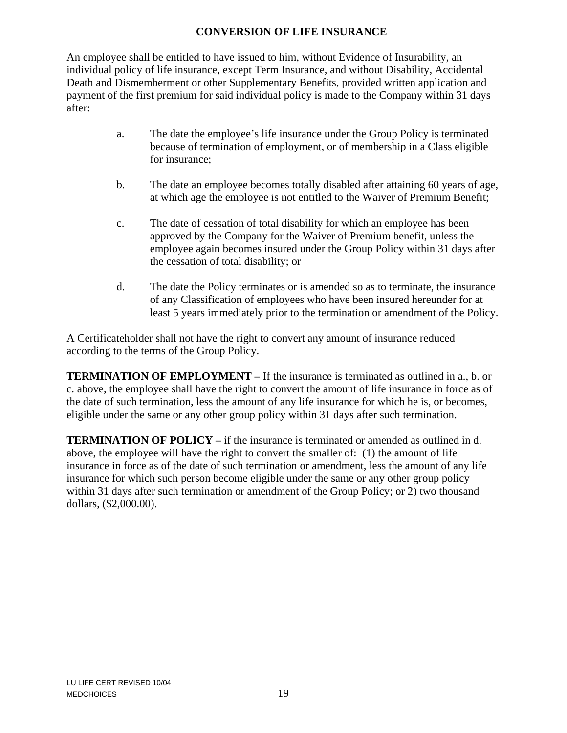## CONVERSION OF LIFE INSURANCE

An employee shall be entitled to have issued to him, without Evidence of Insurability, an individual policy of life insurance, except Term Insurance, and without Disability, Accidental Death and Dismemberment or other Supplementary Benefits, provided written application and payment of the first premium for said individual policy is made to the Company within 31 days after:

a. The date the employee's life insurance under the Group Policy is terminated because of termination of employment, or of membership in a Class eligible for insurance;

b. The date an employee becomes totally disabled after attaining 60 years of age, at which age the employee is not entitled to the Waiver of Premium Benefit;

c. The date of cessation of total disability for which an employee has been approved by the Company for the Waiver of Premium benefit, unless the employee again becomes insured under the Group Policy within 31 days after the cessation of total disability; or

d. The date the Policy terminates or is amended so as to terminate, the insurance of any Classification of employees who have been insured hereunder for at least 5 years immediately prior to the termination or amendment of the Policy.

A Certificateholder shall not have the right to convert any amount of insurance reduced according to the terms of the Group Policy.

**TERMINATION OF EMPLOYMENT –** If the insurance is terminated as outlined in a., b. or c. above, the employee shall have the right to convert the amount of life insurance in force as of the date of such termination, less the amount of any life insurance for which he is, or becomes, eligible under the same or any other group policy within 31 days after such termination.

**TERMINATION OF POLICY –** if the insurance is terminated or amended as outlined in d. above, the employee will have the right to convert the smaller of: (1) the amount of life insurance in force as of the date of such termination or amendment, less the amount of any life insurance for which such person become eligible under the same or any other group policy within 31 days after such termination or amendment of the Group Policy; or 2) two thousand dollars, ($2,000.00).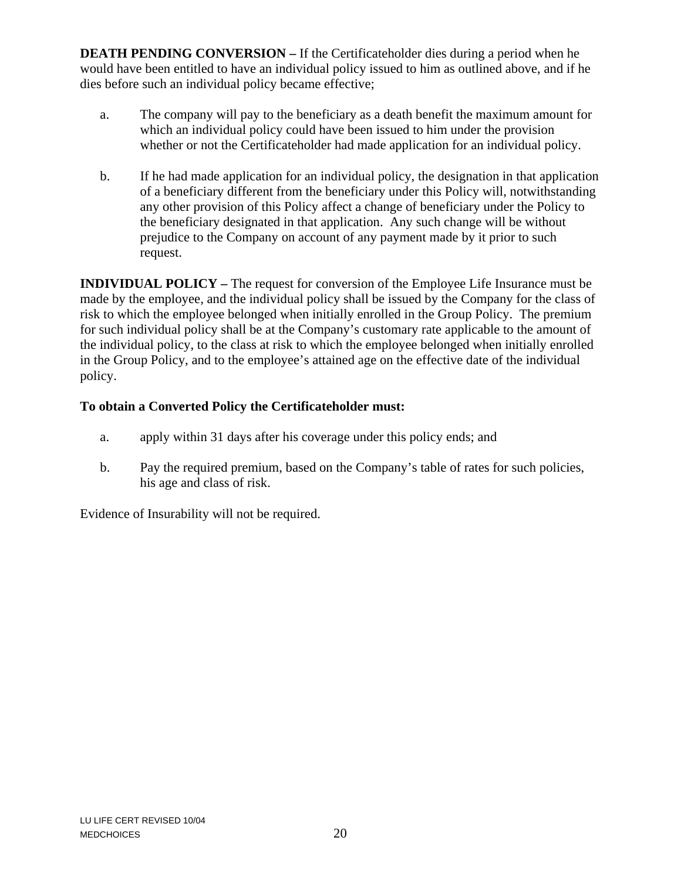**DEATH PENDING CONVERSION –** If the Certificateholder dies during a period when he would have been entitled to have an individual policy issued to him as outlined above, and if he dies before such an individual policy became effective;

a. The company will pay to the beneficiary as a death benefit the maximum amount for which an individual policy could have been issued to him under the provision whether or not the Certificateholder had made application for an individual policy.

b. If he had made application for an individual policy, the designation in that application of a beneficiary different from the beneficiary under this Policy will, notwithstanding any other provision of this Policy affect a change of beneficiary under the Policy to the beneficiary designated in that application. Any such change will be without prejudice to the Company on account of any payment made by it prior to such request.

**INDIVIDUAL POLICY –** The request for conversion of the Employee Life Insurance must be made by the employee, and the individual policy shall be issued by the Company for the class of risk to which the employee belonged when initially enrolled in the Group Policy. The premium for such individual policy shall be at the Company's customary rate applicable to the amount of the individual policy, to the class at risk to which the employee belonged when initially enrolled in the Group Policy, and to the employee's attained age on the effective date of the individual policy.

**To obtain a Converted Policy the Certificateholder must:**

a. apply within 31 days after his coverage under this policy ends; and

b. Pay the required premium, based on the Company's table of rates for such policies, his age and class of risk.

Evidence of Insurability will not be required.

LU LIFE CERT REVISED 10/04
MEDCHOICES